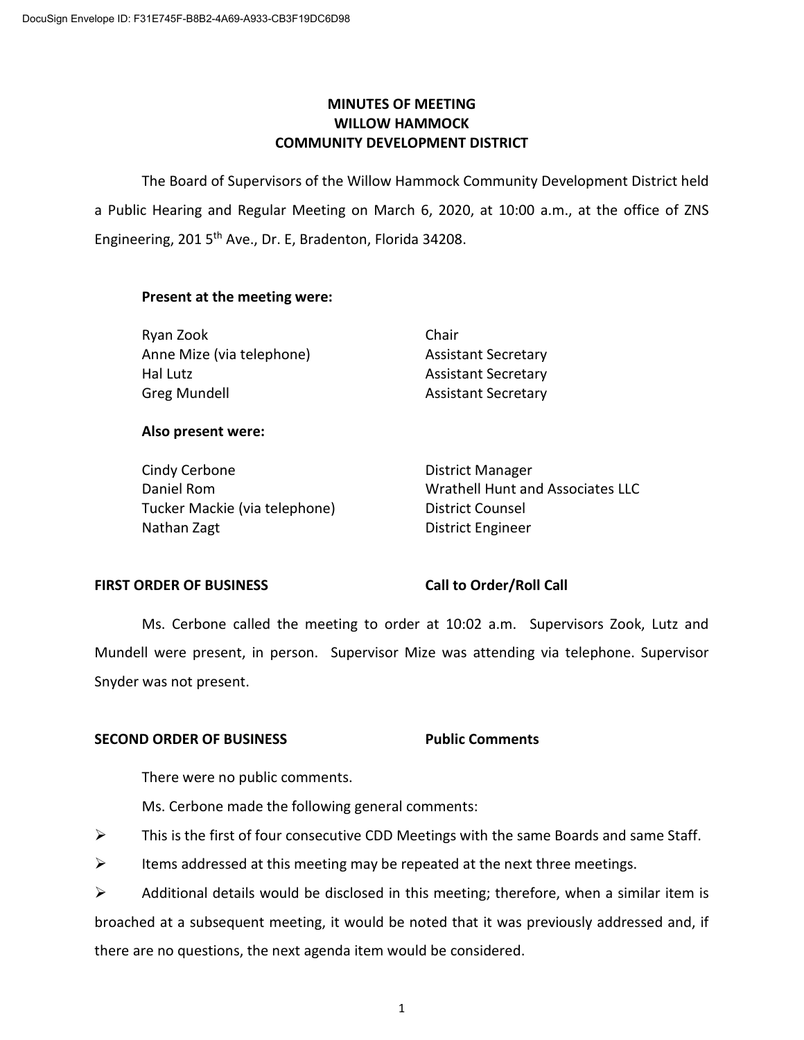DocuSign Envelope ID: F31E745F-B8B2-4A69-A933-CB3F19DC6D98

# MINUTES OF MEETING
# WILLOW HAMMOCK
# COMMUNITY DEVELOPMENT DISTRICT

The Board of Supervisors of the Willow Hammock Community Development District held a Public Hearing and Regular Meeting on March 6, 2020, at 10:00 a.m., at the office of ZNS Engineering, 201 5th Ave., Dr. E, Bradenton, Florida 34208.

**Present at the meeting were:**

| | |
|---|---|
| Ryan Zook | Chair |
| Anne Mize (via telephone) | Assistant Secretary |
| Hal Lutz | Assistant Secretary |
| Greg Mundell | Assistant Secretary |

**Also present were:**

| | |
|---|---|
| Cindy Cerbone | District Manager |
| Daniel Rom | Wrathell Hunt and Associates LLC |
| Tucker Mackie (via telephone) | District Counsel |
| Nathan Zagt | District Engineer |

**FIRST ORDER OF BUSINESS** **Call to Order/Roll Call**

Ms. Cerbone called the meeting to order at 10:02 a.m. Supervisors Zook, Lutz and Mundell were present, in person. Supervisor Mize was attending via telephone. Supervisor Snyder was not present.

**SECOND ORDER OF BUSINESS** **Public Comments**

There were no public comments.

Ms. Cerbone made the following general comments:

- This is the first of four consecutive CDD Meetings with the same Boards and same Staff.
- Items addressed at this meeting may be repeated at the next three meetings.
- Additional details would be disclosed in this meeting; therefore, when a similar item is broached at a subsequent meeting, it would be noted that it was previously addressed and, if there are no questions, the next agenda item would be considered.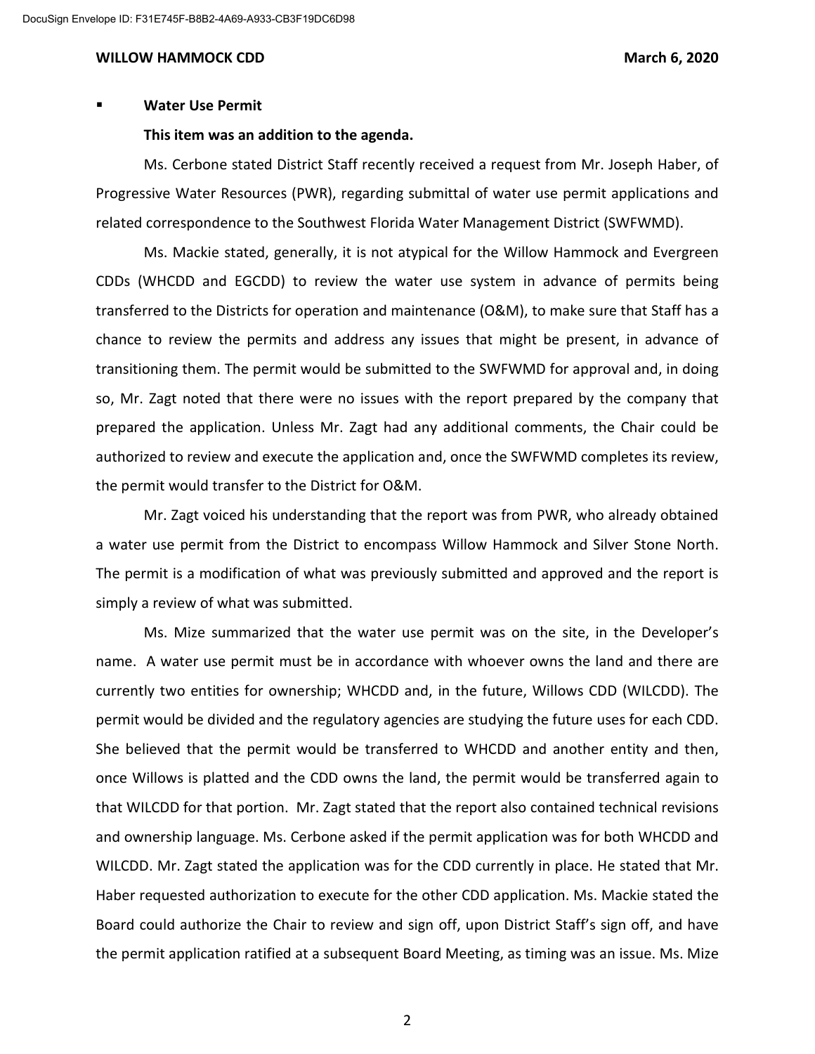- **Water Use Permit**

  **This item was an addition to the agenda.**

Ms. Cerbone stated District Staff recently received a request from Mr. Joseph Haber, of Progressive Water Resources (PWR), regarding submittal of water use permit applications and related correspondence to the Southwest Florida Water Management District (SWFWMD).

Ms. Mackie stated, generally, it is not atypical for the Willow Hammock and Evergreen CDDs (WHCDD and EGCDD) to review the water use system in advance of permits being transferred to the Districts for operation and maintenance (O&M), to make sure that Staff has a chance to review the permits and address any issues that might be present, in advance of transitioning them. The permit would be submitted to the SWFWMD for approval and, in doing so, Mr. Zagt noted that there were no issues with the report prepared by the company that prepared the application. Unless Mr. Zagt had any additional comments, the Chair could be authorized to review and execute the application and, once the SWFWMD completes its review, the permit would transfer to the District for O&M.

Mr. Zagt voiced his understanding that the report was from PWR, who already obtained a water use permit from the District to encompass Willow Hammock and Silver Stone North. The permit is a modification of what was previously submitted and approved and the report is simply a review of what was submitted.

Ms. Mize summarized that the water use permit was on the site, in the Developer's name. A water use permit must be in accordance with whoever owns the land and there are currently two entities for ownership; WHCDD and, in the future, Willows CDD (WILCDD). The permit would be divided and the regulatory agencies are studying the future uses for each CDD. She believed that the permit would be transferred to WHCDD and another entity and then, once Willows is platted and the CDD owns the land, the permit would be transferred again to that WILCDD for that portion. Mr. Zagt stated that the report also contained technical revisions and ownership language. Ms. Cerbone asked if the permit application was for both WHCDD and WILCDD. Mr. Zagt stated the application was for the CDD currently in place. He stated that Mr. Haber requested authorization to execute for the other CDD application. Ms. Mackie stated the Board could authorize the Chair to review and sign off, upon District Staff's sign off, and have the permit application ratified at a subsequent Board Meeting, as timing was an issue. Ms. Mize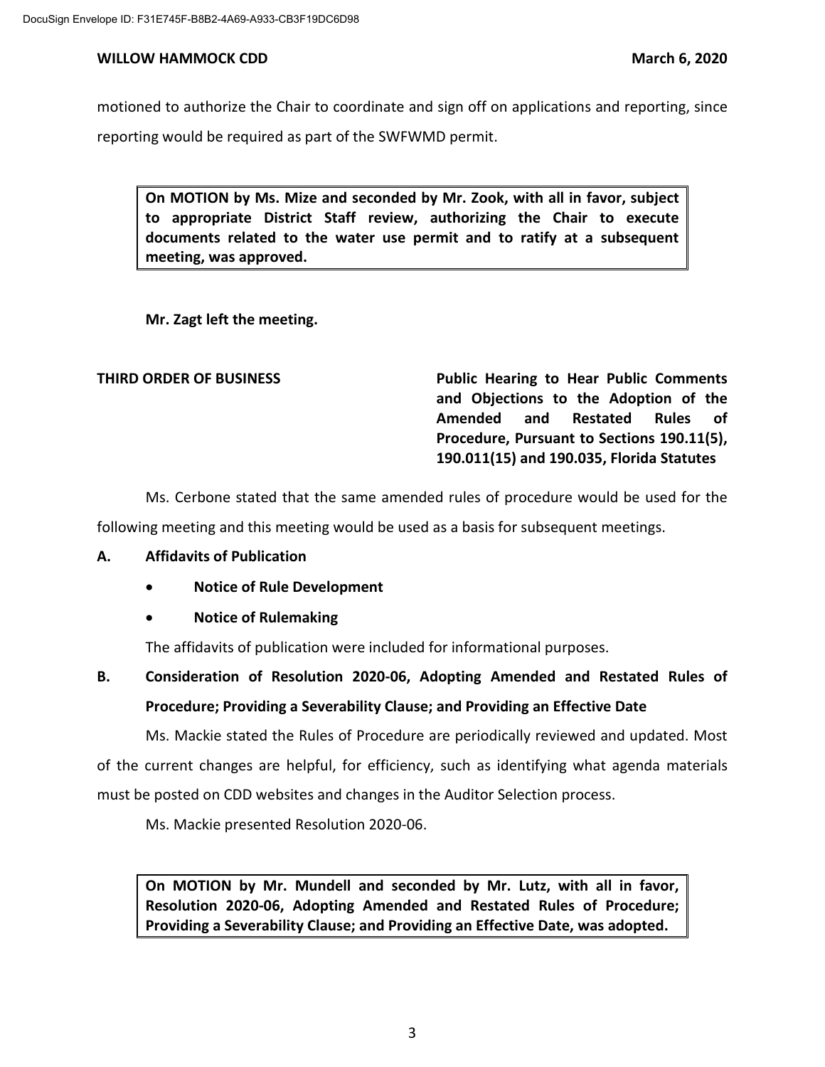motioned to authorize the Chair to coordinate and sign off on applications and reporting, since reporting would be required as part of the SWFWMD permit.

> **On MOTION by Ms. Mize and seconded by Mr. Zook, with all in favor, subject to appropriate District Staff review, authorizing the Chair to execute documents related to the water use permit and to ratify at a subsequent meeting, was approved.**

**Mr. Zagt left the meeting.**

**THIRD ORDER OF BUSINESS** — **Public Hearing to Hear Public Comments and Objections to the Adoption of the Amended and Restated Rules of Procedure, Pursuant to Sections 190.11(5), 190.011(15) and 190.035, Florida Statutes**

Ms. Cerbone stated that the same amended rules of procedure would be used for the following meeting and this meeting would be used as a basis for subsequent meetings.

**A. Affidavits of Publication**

- **Notice of Rule Development**
- **Notice of Rulemaking**

The affidavits of publication were included for informational purposes.

**B. Consideration of Resolution 2020-06, Adopting Amended and Restated Rules of Procedure; Providing a Severability Clause; and Providing an Effective Date**

Ms. Mackie stated the Rules of Procedure are periodically reviewed and updated. Most of the current changes are helpful, for efficiency, such as identifying what agenda materials must be posted on CDD websites and changes in the Auditor Selection process.

Ms. Mackie presented Resolution 2020-06.

> **On MOTION by Mr. Mundell and seconded by Mr. Lutz, with all in favor, Resolution 2020-06, Adopting Amended and Restated Rules of Procedure; Providing a Severability Clause; and Providing an Effective Date, was adopted.**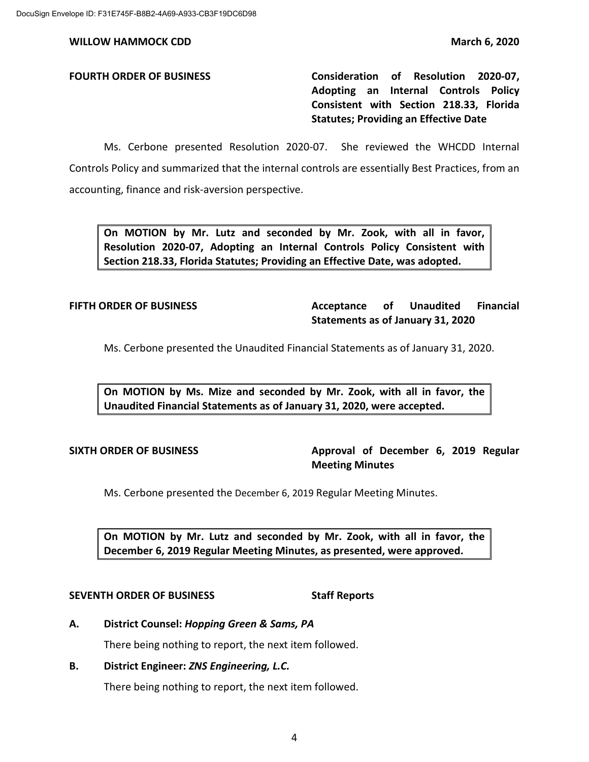**FOURTH ORDER OF BUSINESS** — **Consideration of Resolution 2020-07, Adopting an Internal Controls Policy Consistent with Section 218.33, Florida Statutes; Providing an Effective Date**

Ms. Cerbone presented Resolution 2020-07. She reviewed the WHCDD Internal Controls Policy and summarized that the internal controls are essentially Best Practices, from an accounting, finance and risk-aversion perspective.

> **On MOTION by Mr. Lutz and seconded by Mr. Zook, with all in favor, Resolution 2020-07, Adopting an Internal Controls Policy Consistent with Section 218.33, Florida Statutes; Providing an Effective Date, was adopted.**

**FIFTH ORDER OF BUSINESS** — **Acceptance of Unaudited Financial Statements as of January 31, 2020**

Ms. Cerbone presented the Unaudited Financial Statements as of January 31, 2020.

> **On MOTION by Ms. Mize and seconded by Mr. Zook, with all in favor, the Unaudited Financial Statements as of January 31, 2020, were accepted.**

**SIXTH ORDER OF BUSINESS** — **Approval of December 6, 2019 Regular Meeting Minutes**

Ms. Cerbone presented the December 6, 2019 Regular Meeting Minutes.

> **On MOTION by Mr. Lutz and seconded by Mr. Zook, with all in favor, the December 6, 2019 Regular Meeting Minutes, as presented, were approved.**

**SEVENTH ORDER OF BUSINESS** — **Staff Reports**

**A. District Counsel: *Hopping Green & Sams, PA***

There being nothing to report, the next item followed.

**B. District Engineer: *ZNS Engineering, L.C.***

There being nothing to report, the next item followed.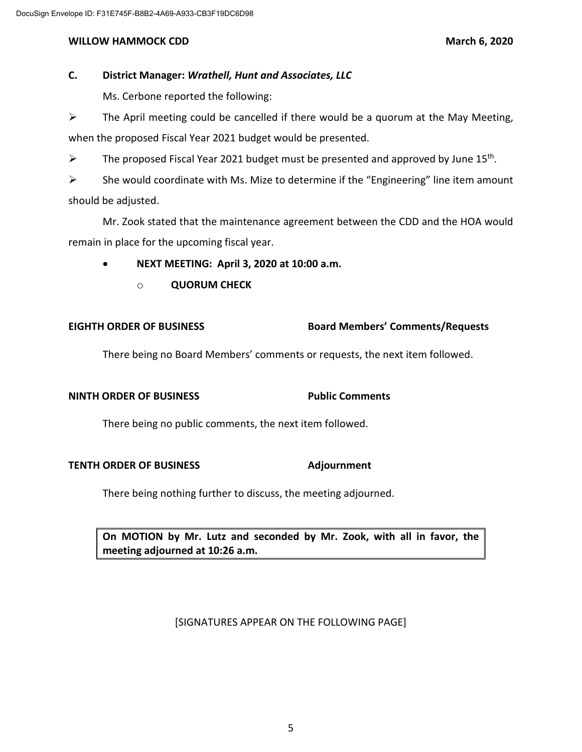### C. District Manager: *Wrathell, Hunt and Associates, LLC*

Ms. Cerbone reported the following:

- The April meeting could be cancelled if there would be a quorum at the May Meeting, when the proposed Fiscal Year 2021 budget would be presented.
- The proposed Fiscal Year 2021 budget must be presented and approved by June 15th.
- She would coordinate with Ms. Mize to determine if the "Engineering" line item amount should be adjusted.

Mr. Zook stated that the maintenance agreement between the CDD and the HOA would remain in place for the upcoming fiscal year.

- **NEXT MEETING: April 3, 2020 at 10:00 a.m.**
  - **QUORUM CHECK**

## EIGHTH ORDER OF BUSINESS — Board Members' Comments/Requests

There being no Board Members' comments or requests, the next item followed.

## NINTH ORDER OF BUSINESS — Public Comments

There being no public comments, the next item followed.

## TENTH ORDER OF BUSINESS — Adjournment

There being nothing further to discuss, the meeting adjourned.

**On MOTION by Mr. Lutz and seconded by Mr. Zook, with all in favor, the meeting adjourned at 10:26 a.m.**

[SIGNATURES APPEAR ON THE FOLLOWING PAGE]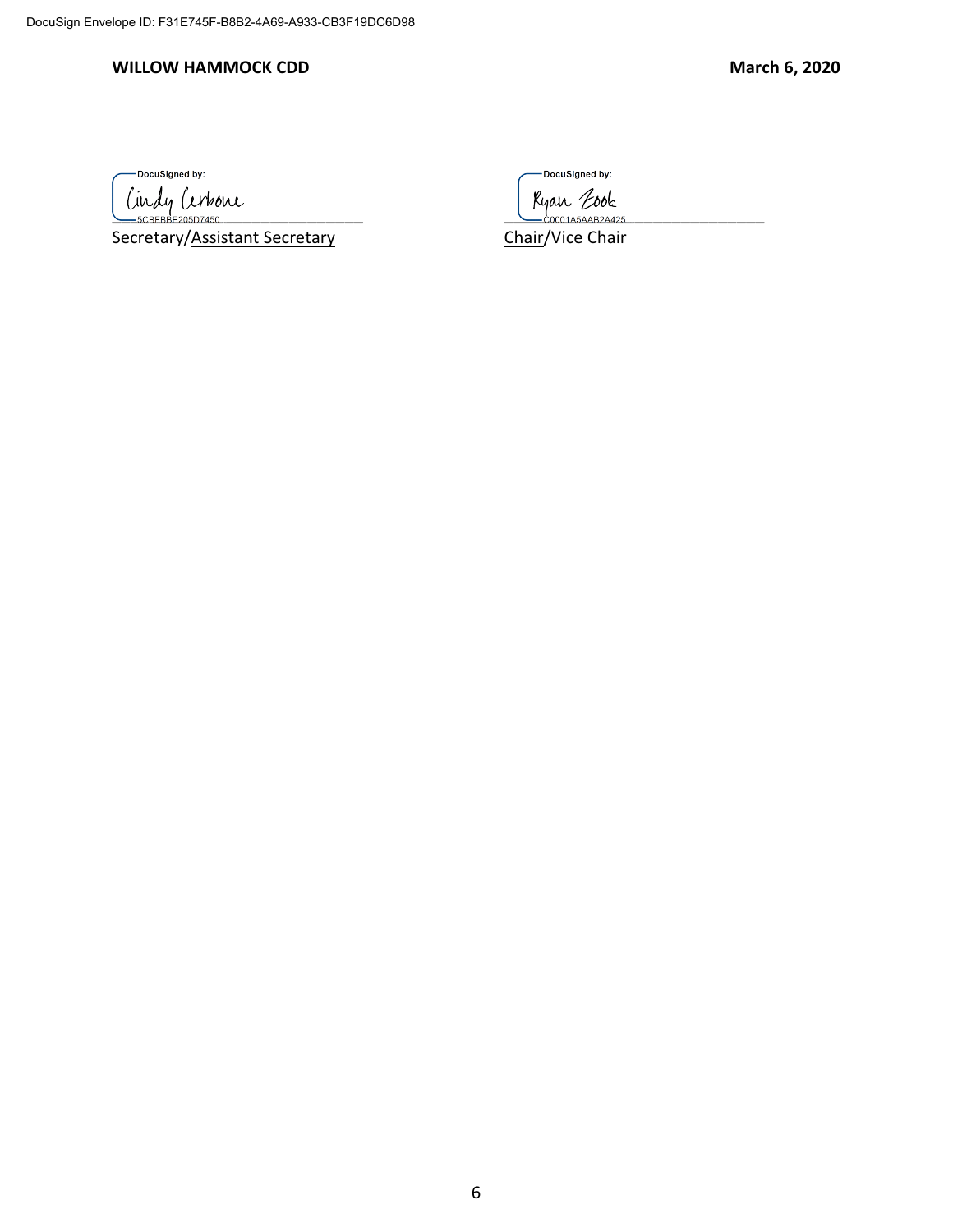DocuSign Envelope ID: F31E745F-B8B2-4A69-A933-CB3F19DC6D98

**WILLOW HAMMOCK CDD** **March 6, 2020**

DocuSigned by:
Cindy Cerbone
5CBEBBE205D7450...

Secretary/<u>Assistant Secretary</u>

DocuSigned by:
Ryan Zook
C0001A5AAB2A425...

<u>Chair</u>/Vice Chair